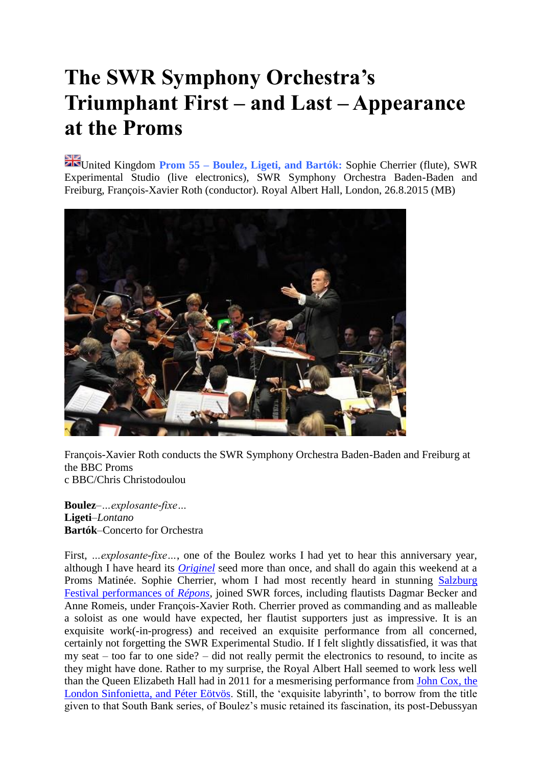# The SWR Symphony Orchestra's Triumphant First – and Last – Appearance at the Proms

United Kingdom **Prom 55 – Boulez, Ligeti, and Bartók:** Sophie Cherrier (flute), SWR Experimental Studio (live electronics), SWR Symphony Orchestra Baden-Baden and Freiburg, François-Xavier Roth (conductor). Royal Albert Hall, London, 26.8.2015 (MB)

François-Xavier Roth conducts the SWR Symphony Orchestra Baden-Baden and Freiburg at the BBC Proms
c BBC/Chris Christodoulou

**Boulez**–*…explosante-fixe…*
**Ligeti**–*Lontano*
**Bartók**–Concerto for Orchestra

First, *…explosante-fixe…*, one of the Boulez works I had yet to hear this anniversary year, although I have heard its *Originel* seed more than once, and shall do again this weekend at a Proms Matinée. Sophie Cherrier, whom I had most recently heard in stunning Salzburg Festival performances of *Répons*, joined SWR forces, including flautists Dagmar Becker and Anne Romeis, under François-Xavier Roth. Cherrier proved as commanding and as malleable a soloist as one would have expected, her flautist supporters just as impressive. It is an exquisite work(-in-progress) and received an exquisite performance from all concerned, certainly not forgetting the SWR Experimental Studio. If I felt slightly dissatisfied, it was that my seat – too far to one side? – did not really permit the electronics to resound, to incite as they might have done. Rather to my surprise, the Royal Albert Hall seemed to work less well than the Queen Elizabeth Hall had in 2011 for a mesmerising performance from John Cox, the London Sinfonietta, and Péter Eötvös. Still, the 'exquisite labyrinth', to borrow from the title given to that South Bank series, of Boulez's music retained its fascination, its post-Debussyan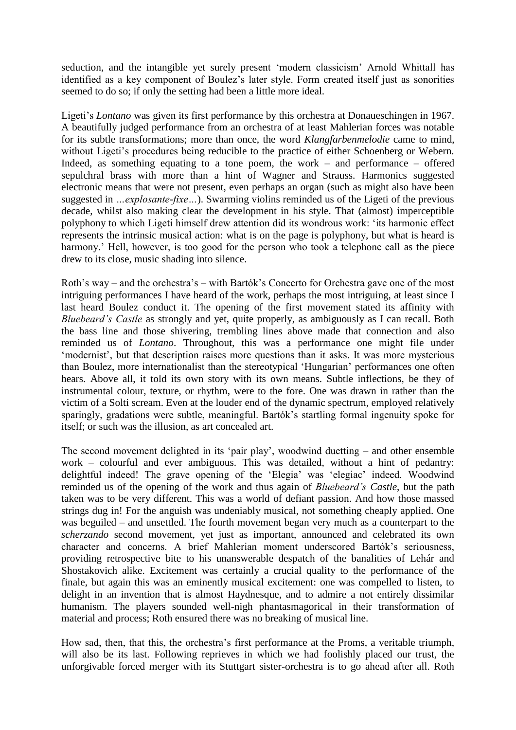seduction, and the intangible yet surely present 'modern classicism' Arnold Whittall has identified as a key component of Boulez's later style. Form created itself just as sonorities seemed to do so; if only the setting had been a little more ideal.

Ligeti's *Lontano* was given its first performance by this orchestra at Donaueschingen in 1967. A beautifully judged performance from an orchestra of at least Mahlerian forces was notable for its subtle transformations; more than once, the word *Klangfarbenmelodie* came to mind, without Ligeti's procedures being reducible to the practice of either Schoenberg or Webern. Indeed, as something equating to a tone poem, the work – and performance – offered sepulchral brass with more than a hint of Wagner and Strauss. Harmonics suggested electronic means that were not present, even perhaps an organ (such as might also have been suggested in *…explosante-fixe…*). Swarming violins reminded us of the Ligeti of the previous decade, whilst also making clear the development in his style. That (almost) imperceptible polyphony to which Ligeti himself drew attention did its wondrous work: 'its harmonic effect represents the intrinsic musical action: what is on the page is polyphony, but what is heard is harmony.' Hell, however, is too good for the person who took a telephone call as the piece drew to its close, music shading into silence.

Roth's way – and the orchestra's – with Bartók's Concerto for Orchestra gave one of the most intriguing performances I have heard of the work, perhaps the most intriguing, at least since I last heard Boulez conduct it. The opening of the first movement stated its affinity with *Bluebeard's Castle* as strongly and yet, quite properly, as ambiguously as I can recall. Both the bass line and those shivering, trembling lines above made that connection and also reminded us of *Lontano*. Throughout, this was a performance one might file under 'modernist', but that description raises more questions than it asks. It was more mysterious than Boulez, more internationalist than the stereotypical 'Hungarian' performances one often hears. Above all, it told its own story with its own means. Subtle inflections, be they of instrumental colour, texture, or rhythm, were to the fore. One was drawn in rather than the victim of a Solti scream. Even at the louder end of the dynamic spectrum, employed relatively sparingly, gradations were subtle, meaningful. Bartók's startling formal ingenuity spoke for itself; or such was the illusion, as art concealed art.

The second movement delighted in its 'pair play', woodwind duetting – and other ensemble work – colourful and ever ambiguous. This was detailed, without a hint of pedantry: delightful indeed! The grave opening of the 'Elegia' was 'elegiac' indeed. Woodwind reminded us of the opening of the work and thus again of *Bluebeard's Castle*, but the path taken was to be very different. This was a world of defiant passion. And how those massed strings dug in! For the anguish was undeniably musical, not something cheaply applied. One was beguiled – and unsettled. The fourth movement began very much as a counterpart to the *scherzando* second movement, yet just as important, announced and celebrated its own character and concerns. A brief Mahlerian moment underscored Bartók's seriousness, providing retrospective bite to his unanswerable despatch of the banalities of Lehár and Shostakovich alike. Excitement was certainly a crucial quality to the performance of the finale, but again this was an eminently musical excitement: one was compelled to listen, to delight in an invention that is almost Haydnesque, and to admire a not entirely dissimilar humanism. The players sounded well-nigh phantasmagorical in their transformation of material and process; Roth ensured there was no breaking of musical line.

How sad, then, that this, the orchestra's first performance at the Proms, a veritable triumph, will also be its last. Following reprieves in which we had foolishly placed our trust, the unforgivable forced merger with its Stuttgart sister-orchestra is to go ahead after all. Roth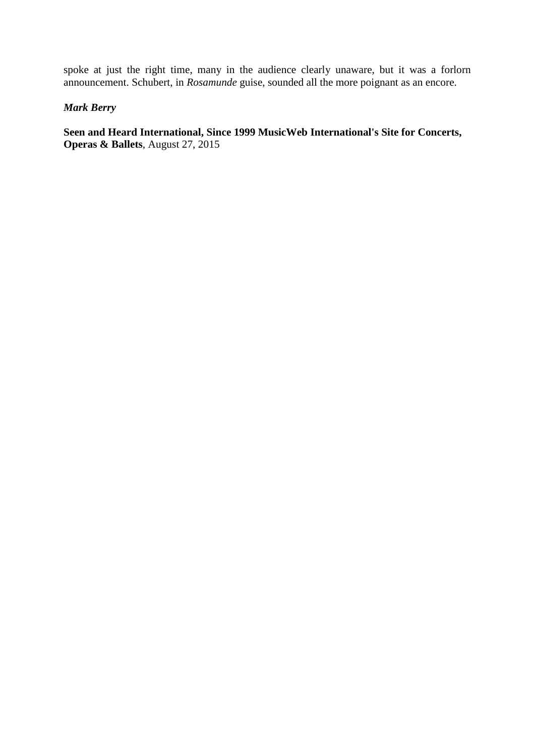spoke at just the right time, many in the audience clearly unaware, but it was a forlorn announcement. Schubert, in *Rosamunde* guise, sounded all the more poignant as an encore.

***Mark Berry***

**Seen and Heard International, Since 1999 MusicWeb International's Site for Concerts, Operas & Ballets**, August 27, 2015